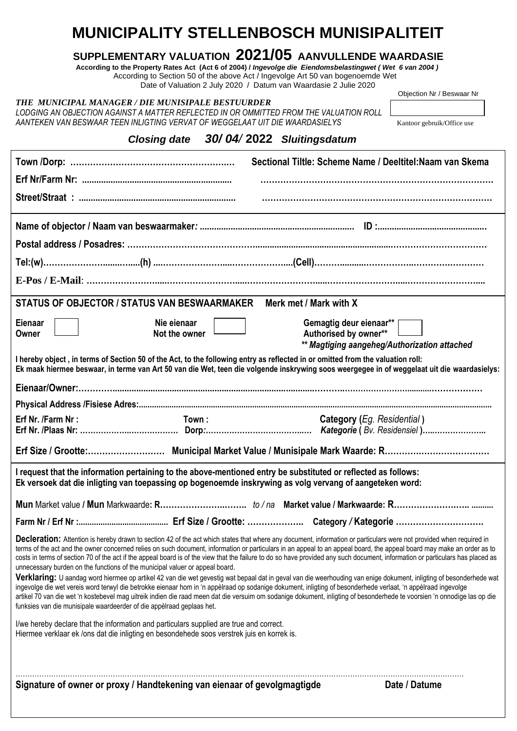# MUNICIPALITY STELLENBOSCH MUNISIPALITEIT

## SUPPLEMENTARY VALUATION 2021/05 AANVULLENDE WAARDASIE

**According to the Property Rates Act (Act 6 of 2004) /** ***Ingevolge die Eiendomsbelastingwet ( Wet 6 van 2004 )***

According to Section 50 of the above Act / Ingevolge Art 50 van bogenoemde Wet

Date of Valuation 2 July 2020 / Datum van Waardasie 2 Julie 2020

Objection Nr / Beswaar Nr

Kantoor gebruik/Office use

***THE MUNICIPAL MANAGER / DIE MUNISIPALE BESTUURDER***

*LODGING AN OBJECTION AGAINST A MATTER REFLECTED IN OR OMMITTED FROM THE VALUATION ROLL*

*AANTEKEN VAN BESWAAR TEEN INLIGTING VERVAT OF WEGGELAAT UIT DIE WAARDASIELYS*

***Closing date 30/ 04/ 2022 Sluitingsdatum***

**Town /Dorp:** ……………………………………………….

**Sectional Tiltle: Scheme Name / Deeltitel:Naam van Skema**

……………………………………………………………………

**Erf Nr/Farm Nr:** ..............................................................

**Street/Straat :** .................................................................

……………………………………………………………………

**Name of objector / Naam van beswaarmaker:** ................................................................ **ID :**.............................................

**Postal address / Posadres:** ……………………………………………………………………………………………………

**Tel:(w)**…………………………**(h)** ………………………………………**(Cell)**…………………………………………

**E-Pos / E-Mail**: ………………………………………………………………………………………………………………

**STATUS OF OBJECTOR / STATUS VAN BESWAARMAKER** **Merk met / Mark with X**

**Eienaar Owner** ☐ **Nie eienaar Not the owner** ☐ **Gemagtig deur eienaar\*\* Authorised by owner\*\*** ☐

***\*\* Magtiging aangeheg/Authorization attached***

**I hereby object , in terms of Section 50 of the Act, to the following entry as reflected in or omitted from the valuation roll:**
**Ek maak hiermee beswaar, in terme van Art 50 van die Wet, teen die volgende inskrywing soos weergegee in of weggelaat uit die waardasielys:**

**Eienaar/Owner:**……………………………………………………………………………………………………………

**Physical Address /Fisiese Adres:**.............................................................................................................................................

**Erf Nr. /Farm Nr : Erf Nr. /Plaas Nr:** ………………………………… **Town : Dorp:**…………………………………… **Category (*Eg. Residential*) *Kategorie* (*Bv. Residensiel*)**……………………

**Erf Size / Grootte:**……………………… **Municipal Market Value / Munisipale Mark Waarde: R**………………………………

**I request that the information pertaining to the above-mentioned entry be substituted or reflected as follows:**
**Ek versoek dat die inligting van toepassing op bogenoemde inskrywing as volg vervang of aangeteken word:**

**Mun** Market value **/ Mun** Markwaarde**: R**……………………….. *to / na* **Market value / Markwaarde: R**…………………….. ..........

**Farm Nr / Erf Nr :**........................................ **Erf Size / Grootte:** ……………….. **Category / Kategorie** ………………………….

**Decleration:** Attention is hereby drawn to section 42 of the act which states that where any document, information or particulars were not provided when required in terms of the act and the owner concerned relies on such document, information or particulars in an appeal to an appeal board, the appeal board may make an order as to costs in terms of section 70 of the act if the appeal board is of the view that the failure to do so have provided any such document, information or particulars has placed as unnecessary burden on the functions of the municipal valuer or appeal board.

**Verklaring:** U aandag word hiermee op artikel 42 van die wet gevestig wat bepaal dat in geval van die weerhouding van enige dokument, inligting of besonderhede wat ingevolge die wet vereis word terwyl die betrokke eienaar hom in 'n appèlraad op sodanige dokument, inligting of besonderhede verlaat, 'n appèlraad ingevolge artikel 70 van die wet 'n kostebevel mag uitreik indien die raad meen dat die versuim om sodanige dokument, inligting of besonderhede te voorsien 'n onnodige las op die funksies van die munisipale waardeerder of die appèlraad geplaas het.

I/we hereby declare that the information and particulars supplied are true and correct.
Hiermee verklaar ek /ons dat die inligting en besondehede soos verstrek juis en korrek is.

……………………………………………………………………………………………………………………………………………

**Signature of owner or proxy / Handtekening van eienaar of gevolgmagtigde** **Date / Datume**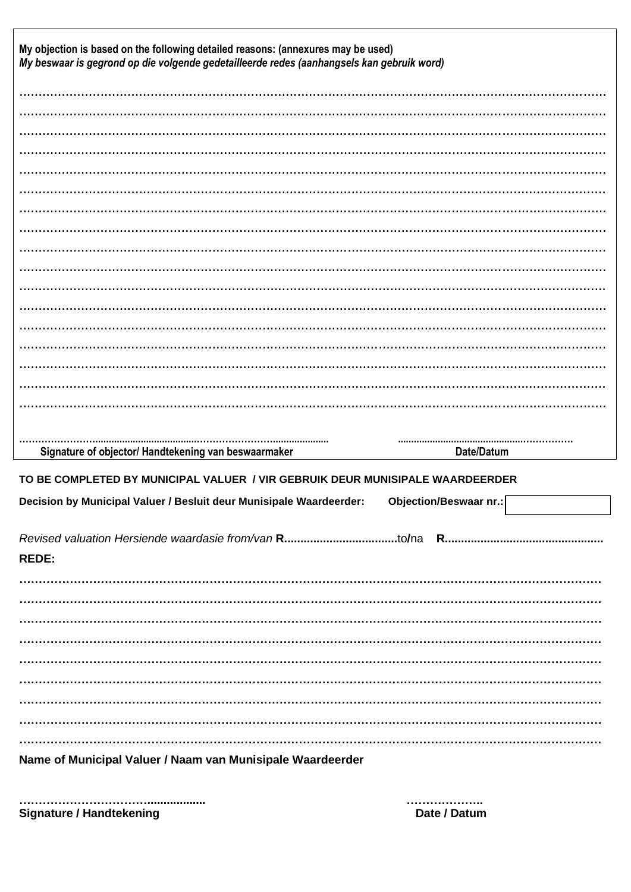**My objection is based on the following detailed reasons: (annexures may be used)**
***My beswaar is gegrond op die volgende gedetailleerde redes (aanhangsels kan gebruik word)***

……………………………………………………………………………………………………………………………………
……………………………………………………………………………………………………………………………………
……………………………………………………………………………………………………………………………………
……………………………………………………………………………………………………………………………………
……………………………………………………………………………………………………………………………………
……………………………………………………………………………………………………………………………………
……………………………………………………………………………………………………………………………………
……………………………………………………………………………………………………………………………………
……………………………………………………………………………………………………………………………………
……………………………………………………………………………………………………………………………………
……………………………………………………………………………………………………………………………………
……………………………………………………………………………………………………………………………………
……………………………………………………………………………………………………………………………………
……………………………………………………………………………………………………………………………………
……………………………………………………………………………………………………………………………………
……………………………………………………………………………………………………………………………………
……………………………………………………………………………………………………………………………………

…………………………………………………………………………………… ……………………………………………
**Signature of objector/ Handtekening van beswaarmaker** **Date/Datum**

**TO BE COMPLETED BY MUNICIPAL VALUER / VIR GEBRUIK DEUR MUNISIPALE WAARDEERDER**

**Decision by Municipal Valuer / Besluit deur Munisipale Waardeerder:** **Objection/Beswaar nr.:**

*Revised valuation Hersiende waardasie from/van* **R...................................**to/na **R.................................................**

**REDE:**

……………………………………………………………………………………………………………………………………
……………………………………………………………………………………………………………………………………
……………………………………………………………………………………………………………………………………
……………………………………………………………………………………………………………………………………
……………………………………………………………………………………………………………………………………
……………………………………………………………………………………………………………………………………
……………………………………………………………………………………………………………………………………
……………………………………………………………………………………………………………………………………
……………………………………………………………………………………………………………………………………

**Name of Municipal Valuer / Naam van Munisipale Waardeerder**

……………………………….................. ………………..
**Signature / Handtekening** **Date / Datum**